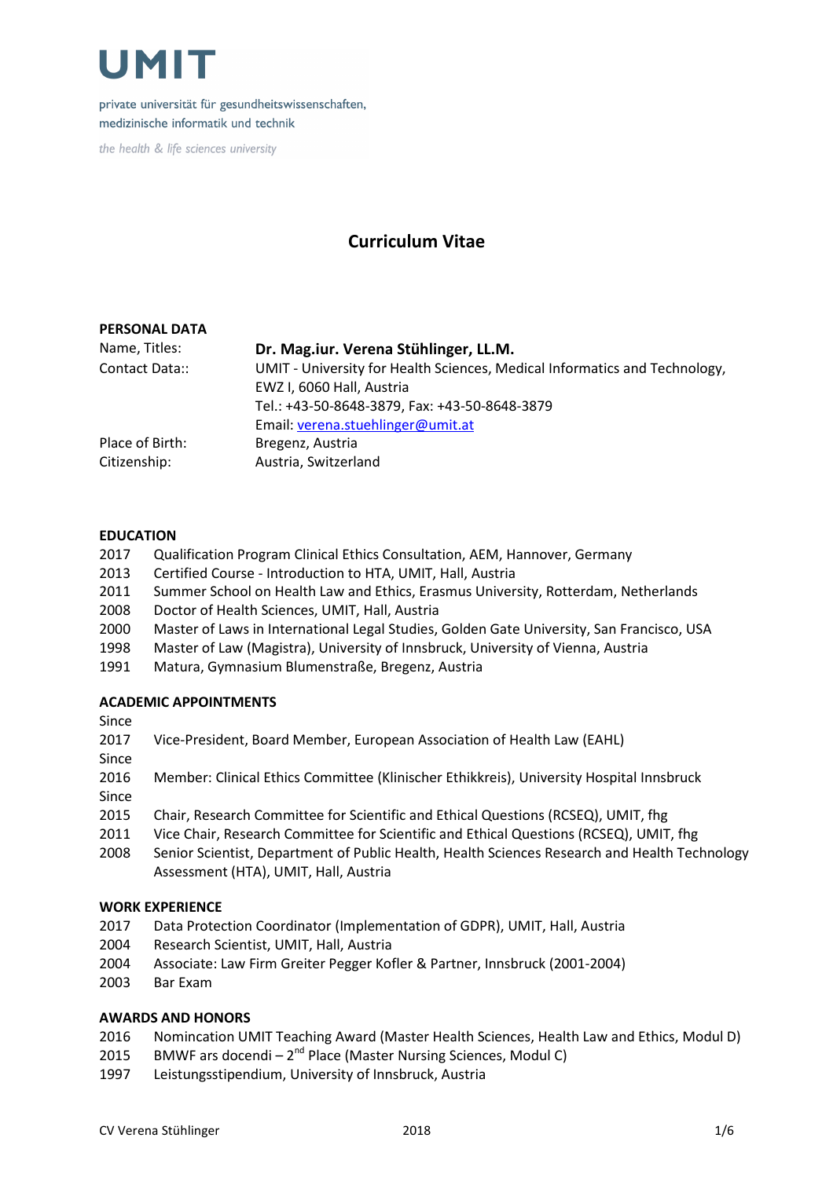UMIT

private universität für gesundheitswissenschaften, medizinische informatik und technik

*the health & life sciences university*

# Curriculum Vitae

## PERSONAL DATA

| | |
|---|---|
| Name, Titles: | **Dr. Mag.iur. Verena Stühlinger, LL.M.** |
| Contact Data:: | UMIT - University for Health Sciences, Medical Informatics and Technology, EWZ I, 6060 Hall, Austria<br>Tel.: +43-50-8648-3879, Fax: +43-50-8648-3879<br>Email: verena.stuehlinger@umit.at |
| Place of Birth: | Bregenz, Austria |
| Citizenship: | Austria, Switzerland |

## EDUCATION

| | |
|---|---|
| 2017 | Qualification Program Clinical Ethics Consultation, AEM, Hannover, Germany |
| 2013 | Certified Course - Introduction to HTA, UMIT, Hall, Austria |
| 2011 | Summer School on Health Law and Ethics, Erasmus University, Rotterdam, Netherlands |
| 2008 | Doctor of Health Sciences, UMIT, Hall, Austria |
| 2000 | Master of Laws in International Legal Studies, Golden Gate University, San Francisco, USA |
| 1998 | Master of Law (Magistra), University of Innsbruck, University of Vienna, Austria |
| 1991 | Matura, Gymnasium Blumenstraße, Bregenz, Austria |

## ACADEMIC APPOINTMENTS

| | |
|---|---|
| Since 2017 | Vice-President, Board Member, European Association of Health Law (EAHL) |
| Since 2016 | Member: Clinical Ethics Committee (Klinischer Ethikkreis), University Hospital Innsbruck |
| Since 2015 | Chair, Research Committee for Scientific and Ethical Questions (RCSEQ), UMIT, fhg |
| 2011 | Vice Chair, Research Committee for Scientific and Ethical Questions (RCSEQ), UMIT, fhg |
| 2008 | Senior Scientist, Department of Public Health, Health Sciences Research and Health Technology Assessment (HTA), UMIT, Hall, Austria |

## WORK EXPERIENCE

| | |
|---|---|
| 2017 | Data Protection Coordinator (Implementation of GDPR), UMIT, Hall, Austria |
| 2004 | Research Scientist, UMIT, Hall, Austria |
| 2004 | Associate: Law Firm Greiter Pegger Kofler & Partner, Innsbruck (2001-2004) |
| 2003 | Bar Exam |

## AWARDS AND HONORS

| | |
|---|---|
| 2016 | Nomincation UMIT Teaching Award (Master Health Sciences, Health Law and Ethics, Modul D) |
| 2015 | BMWF ars docendi – 2nd Place (Master Nursing Sciences, Modul C) |
| 1997 | Leistungsstipendium, University of Innsbruck, Austria |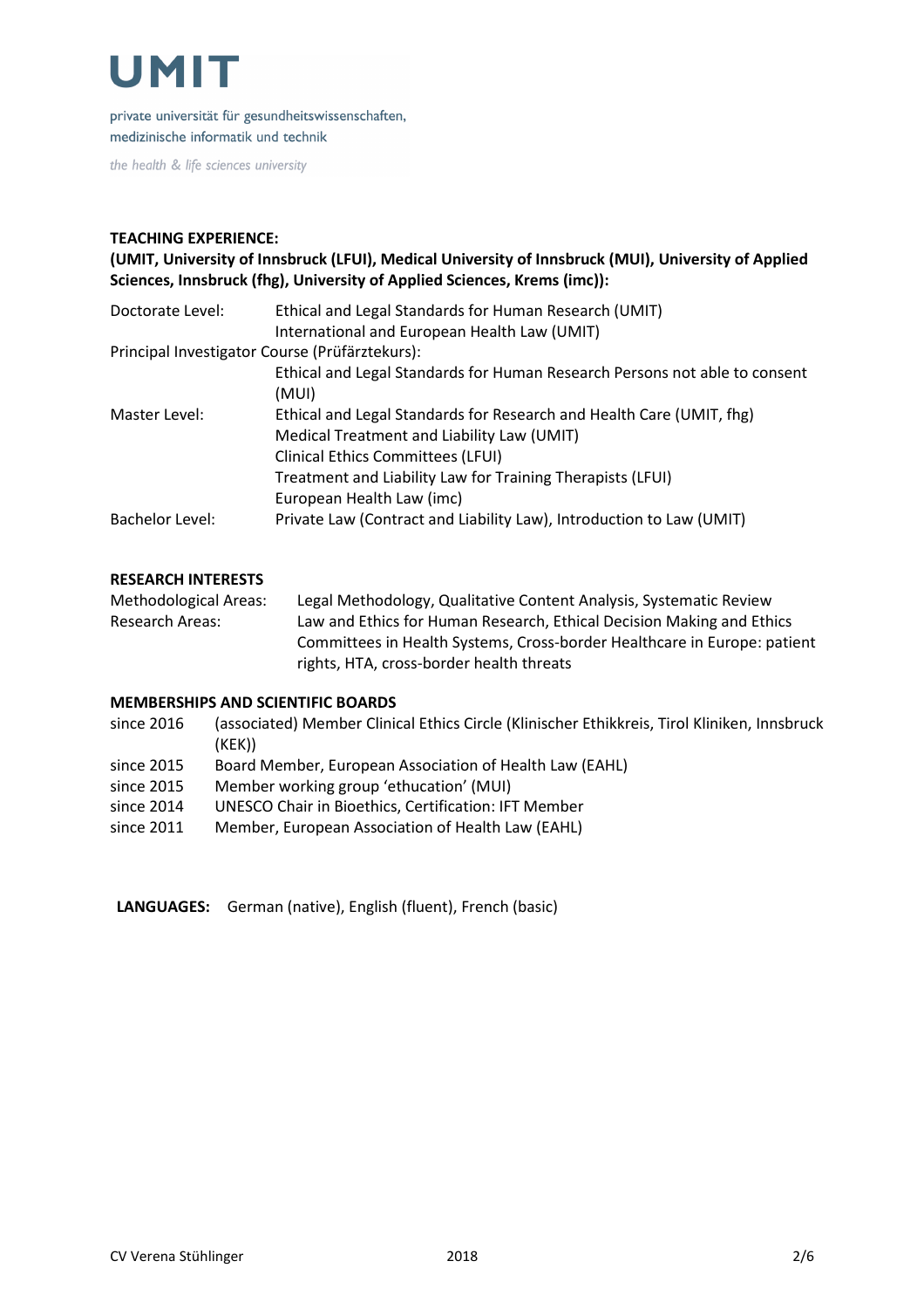**TEACHING EXPERIENCE:**
**(UMIT, University of Innsbruck (LFUI), Medical University of Innsbruck (MUI), University of Applied Sciences, Innsbruck (fhg), University of Applied Sciences, Krems (imc)):**

| | |
|---|---|
| Doctorate Level: | Ethical and Legal Standards for Human Research (UMIT) |
| | International and European Health Law (UMIT) |
| Principal Investigator Course (Prüfärztekurs): | |
| | Ethical and Legal Standards for Human Research Persons not able to consent (MUI) |
| Master Level: | Ethical and Legal Standards for Research and Health Care (UMIT, fhg) |
| | Medical Treatment and Liability Law (UMIT) |
| | Clinical Ethics Committees (LFUI) |
| | Treatment and Liability Law for Training Therapists (LFUI) |
| | European Health Law (imc) |
| Bachelor Level: | Private Law (Contract and Liability Law), Introduction to Law (UMIT) |

**RESEARCH INTERESTS**

| | |
|---|---|
| Methodological Areas: | Legal Methodology, Qualitative Content Analysis, Systematic Review |
| Research Areas: | Law and Ethics for Human Research, Ethical Decision Making and Ethics Committees in Health Systems, Cross-border Healthcare in Europe: patient rights, HTA, cross-border health threats |

**MEMBERSHIPS AND SCIENTIFIC BOARDS**

| | |
|---|---|
| since 2016 | (associated) Member Clinical Ethics Circle (Klinischer Ethikkreis, Tirol Kliniken, Innsbruck (KEK)) |
| since 2015 | Board Member, European Association of Health Law (EAHL) |
| since 2015 | Member working group 'ethucation' (MUI) |
| since 2014 | UNESCO Chair in Bioethics, Certification: IFT Member |
| since 2011 | Member, European Association of Health Law (EAHL) |

**LANGUAGES:** German (native), English (fluent), French (basic)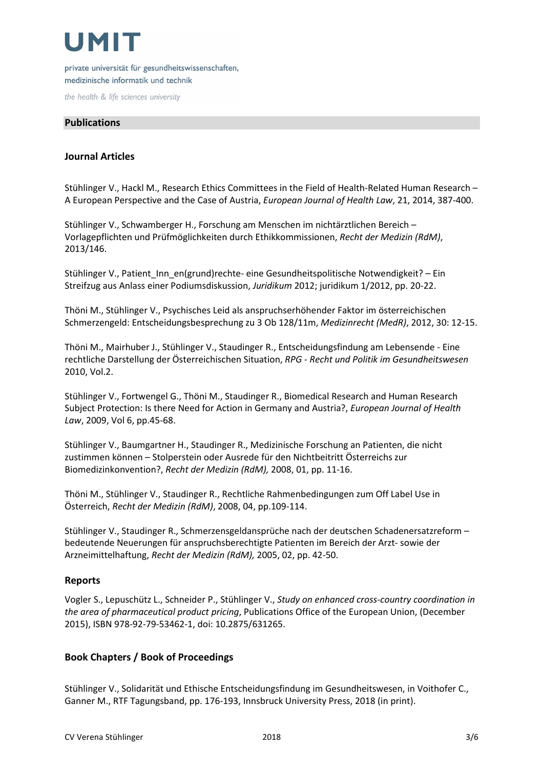## Publications

### Journal Articles

Stühlinger V., Hackl M., Research Ethics Committees in the Field of Health-Related Human Research – A European Perspective and the Case of Austria, *European Journal of Health Law*, 21, 2014, 387-400.

Stühlinger V., Schwamberger H., Forschung am Menschen im nichtärztlichen Bereich – Vorlagepflichten und Prüfmöglichkeiten durch Ethikkommissionen, *Recht der Medizin (RdM)*, 2013/146.

Stühlinger V., Patient_Inn_en(grund)rechte- eine Gesundheitspolitische Notwendigkeit? – Ein Streifzug aus Anlass einer Podiumsdiskussion, *Juridikum* 2012; juridikum 1/2012, pp. 20-22.

Thöni M., Stühlinger V., Psychisches Leid als anspruchserhöhender Faktor im österreichischen Schmerzengeld: Entscheidungsbesprechung zu 3 Ob 128/11m, *Medizinrecht (MedR)*, 2012, 30: 12-15.

Thöni M., Mairhuber J., Stühlinger V., Staudinger R., Entscheidungsfindung am Lebensende - Eine rechtliche Darstellung der Österreichischen Situation, *RPG - Recht und Politik im Gesundheitswesen* 2010, Vol.2.

Stühlinger V., Fortwengel G., Thöni M., Staudinger R., Biomedical Research and Human Research Subject Protection: Is there Need for Action in Germany and Austria?, *European Journal of Health Law*, 2009, Vol 6, pp.45-68.

Stühlinger V., Baumgartner H., Staudinger R., Medizinische Forschung an Patienten, die nicht zustimmen können – Stolperstein oder Ausrede für den Nichtbeitritt Österreichs zur Biomedizinkonvention?, *Recht der Medizin (RdM),* 2008, 01, pp. 11-16.

Thöni M., Stühlinger V., Staudinger R., Rechtliche Rahmenbedingungen zum Off Label Use in Österreich, *Recht der Medizin (RdM)*, 2008, 04, pp.109-114.

Stühlinger V., Staudinger R., Schmerzensgeldansprüche nach der deutschen Schadenersatzreform – bedeutende Neuerungen für anspruchsberechtigte Patienten im Bereich der Arzt- sowie der Arzneimittelhaftung, *Recht der Medizin (RdM),* 2005, 02, pp. 42-50.

### Reports

Vogler S., Lepuschütz L., Schneider P., Stühlinger V., *Study on enhanced cross-country coordination in the area of pharmaceutical product pricing*, Publications Office of the European Union, (December 2015), ISBN 978-92-79-53462-1, doi: 10.2875/631265.

### Book Chapters / Book of Proceedings

Stühlinger V., Solidarität und Ethische Entscheidungsfindung im Gesundheitswesen, in Voithofer C., Ganner M., RTF Tagungsband, pp. 176-193, Innsbruck University Press, 2018 (in print).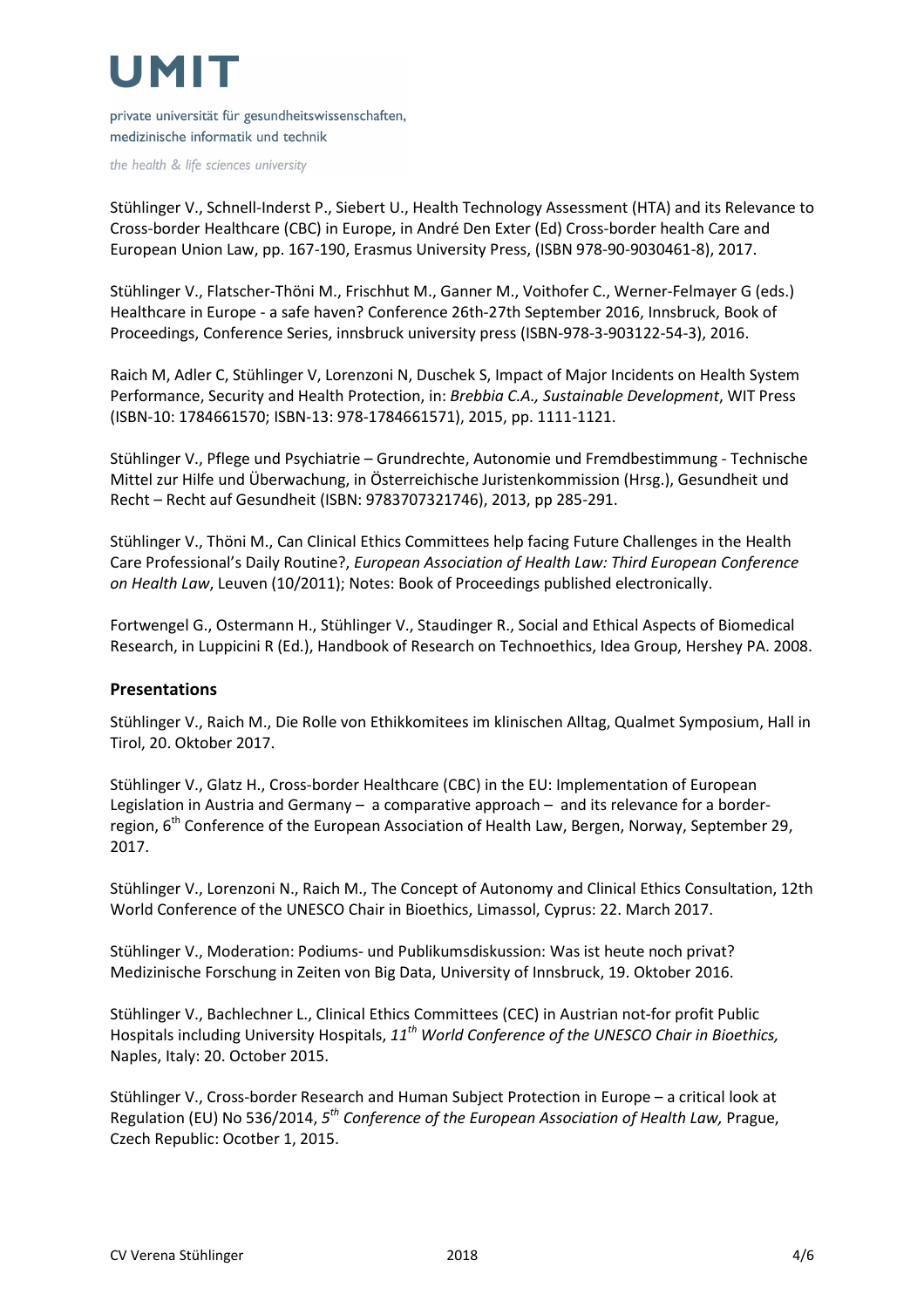Stühlinger V., Schnell-Inderst P., Siebert U., Health Technology Assessment (HTA) and its Relevance to Cross-border Healthcare (CBC) in Europe, in André Den Exter (Ed) Cross-border health Care and European Union Law, pp. 167-190, Erasmus University Press, (ISBN 978-90-9030461-8), 2017.

Stühlinger V., Flatscher-Thöni M., Frischhut M., Ganner M., Voithofer C., Werner-Felmayer G (eds.) Healthcare in Europe - a safe haven? Conference 26th-27th September 2016, Innsbruck, Book of Proceedings, Conference Series, innsbruck university press (ISBN-978-3-903122-54-3), 2016.

Raich M, Adler C, Stühlinger V, Lorenzoni N, Duschek S, Impact of Major Incidents on Health System Performance, Security and Health Protection, in: *Brebbia C.A., Sustainable Development*, WIT Press (ISBN-10: 1784661570; ISBN-13: 978-1784661571), 2015, pp. 1111-1121.

Stühlinger V., Pflege und Psychiatrie – Grundrechte, Autonomie und Fremdbestimmung - Technische Mittel zur Hilfe und Überwachung, in Österreichische Juristenkommission (Hrsg.), Gesundheit und Recht – Recht auf Gesundheit (ISBN: 9783707321746), 2013, pp 285-291.

Stühlinger V., Thöni M., Can Clinical Ethics Committees help facing Future Challenges in the Health Care Professional's Daily Routine?, *European Association of Health Law: Third European Conference on Health Law*, Leuven (10/2011); Notes: Book of Proceedings published electronically.

Fortwengel G., Ostermann H., Stühlinger V., Staudinger R., Social and Ethical Aspects of Biomedical Research, in Luppicini R (Ed.), Handbook of Research on Technoethics, Idea Group, Hershey PA. 2008.

### Presentations

Stühlinger V., Raich M., Die Rolle von Ethikkomitees im klinischen Alltag, Qualmet Symposium, Hall in Tirol, 20. Oktober 2017.

Stühlinger V., Glatz H., Cross-border Healthcare (CBC) in the EU: Implementation of European Legislation in Austria and Germany – a comparative approach – and its relevance for a border-region, 6th Conference of the European Association of Health Law, Bergen, Norway, September 29, 2017.

Stühlinger V., Lorenzoni N., Raich M., The Concept of Autonomy and Clinical Ethics Consultation, 12th World Conference of the UNESCO Chair in Bioethics, Limassol, Cyprus: 22. March 2017.

Stühlinger V., Moderation: Podiums- und Publikumsdiskussion: Was ist heute noch privat? Medizinische Forschung in Zeiten von Big Data, University of Innsbruck, 19. Oktober 2016.

Stühlinger V., Bachlechner L., Clinical Ethics Committees (CEC) in Austrian not-for profit Public Hospitals including University Hospitals, *11th World Conference of the UNESCO Chair in Bioethics,* Naples, Italy: 20. October 2015.

Stühlinger V., Cross-border Research and Human Subject Protection in Europe – a critical look at Regulation (EU) No 536/2014, *5th Conference of the European Association of Health Law,* Prague, Czech Republic: Ocotber 1, 2015.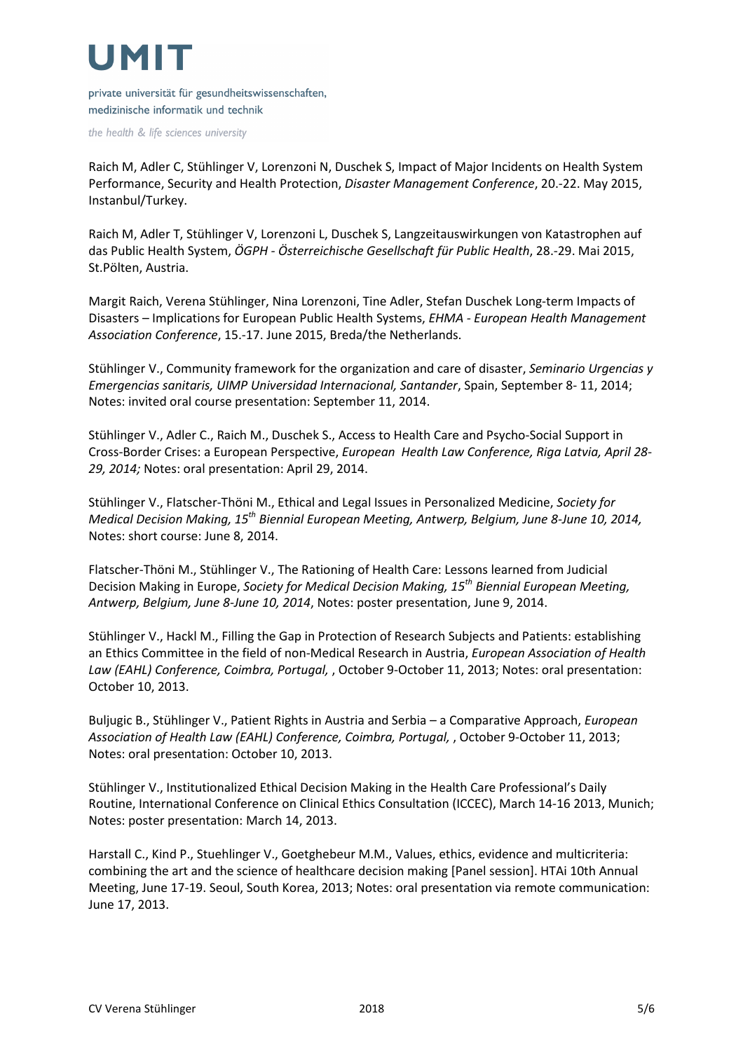Raich M, Adler C, Stühlinger V, Lorenzoni N, Duschek S, Impact of Major Incidents on Health System Performance, Security and Health Protection, *Disaster Management Conference*, 20.-22. May 2015, Instanbul/Turkey.

Raich M, Adler T, Stühlinger V, Lorenzoni L, Duschek S, Langzeitauswirkungen von Katastrophen auf das Public Health System, *ÖGPH - Österreichische Gesellschaft für Public Health*, 28.-29. Mai 2015, St.Pölten, Austria.

Margit Raich, Verena Stühlinger, Nina Lorenzoni, Tine Adler, Stefan Duschek Long-term Impacts of Disasters – Implications for European Public Health Systems, *EHMA - European Health Management Association Conference*, 15.-17. June 2015, Breda/the Netherlands.

Stühlinger V., Community framework for the organization and care of disaster, *Seminario Urgencias y Emergencias sanitaris, UIMP Universidad Internacional, Santander*, Spain, September 8- 11, 2014; Notes: invited oral course presentation: September 11, 2014.

Stühlinger V., Adler C., Raich M., Duschek S., Access to Health Care and Psycho-Social Support in Cross-Border Crises: a European Perspective, *European Health Law Conference, Riga Latvia, April 28-29, 2014;* Notes: oral presentation: April 29, 2014.

Stühlinger V., Flatscher-Thöni M., Ethical and Legal Issues in Personalized Medicine, *Society for Medical Decision Making, 15th Biennial European Meeting, Antwerp, Belgium, June 8-June 10, 2014,* Notes: short course: June 8, 2014.

Flatscher-Thöni M., Stühlinger V., The Rationing of Health Care: Lessons learned from Judicial Decision Making in Europe, *Society for Medical Decision Making, 15th Biennial European Meeting, Antwerp, Belgium, June 8-June 10, 2014*, Notes: poster presentation, June 9, 2014.

Stühlinger V., Hackl M., Filling the Gap in Protection of Research Subjects and Patients: establishing an Ethics Committee in the field of non-Medical Research in Austria, *European Association of Health Law (EAHL) Conference, Coimbra, Portugal,* , October 9-October 11, 2013; Notes: oral presentation: October 10, 2013.

Buljugic B., Stühlinger V., Patient Rights in Austria and Serbia – a Comparative Approach, *European Association of Health Law (EAHL) Conference, Coimbra, Portugal,* , October 9-October 11, 2013; Notes: oral presentation: October 10, 2013.

Stühlinger V., Institutionalized Ethical Decision Making in the Health Care Professional's Daily Routine, International Conference on Clinical Ethics Consultation (ICCEC), March 14-16 2013, Munich; Notes: poster presentation: March 14, 2013.

Harstall C., Kind P., Stuehlinger V., Goetghebeur M.M., Values, ethics, evidence and multicriteria: combining the art and the science of healthcare decision making [Panel session]. HTAi 10th Annual Meeting, June 17-19. Seoul, South Korea, 2013; Notes: oral presentation via remote communication: June 17, 2013.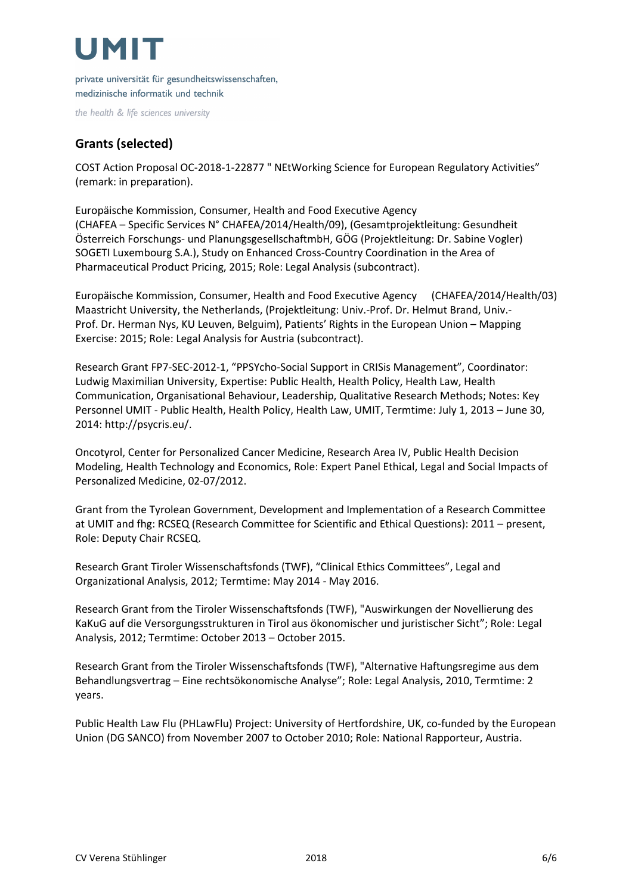## Grants (selected)

COST Action Proposal OC-2018-1-22877 " NEtWorking Science for European Regulatory Activities" (remark: in preparation).

Europäische Kommission, Consumer, Health and Food Executive Agency (CHAFEA – Specific Services N° CHAFEA/2014/Health/09), (Gesamtprojektleitung: Gesundheit Österreich Forschungs- und PlanungsgesellschaftmbH, GÖG (Projektleitung: Dr. Sabine Vogler) SOGETI Luxembourg S.A.), Study on Enhanced Cross-Country Coordination in the Area of Pharmaceutical Product Pricing, 2015; Role: Legal Analysis (subcontract).

Europäische Kommission, Consumer, Health and Food Executive Agency (CHAFEA/2014/Health/03) Maastricht University, the Netherlands, (Projektleitung: Univ.-Prof. Dr. Helmut Brand, Univ.-Prof. Dr. Herman Nys, KU Leuven, Belguim), Patients' Rights in the European Union – Mapping Exercise: 2015; Role: Legal Analysis for Austria (subcontract).

Research Grant FP7-SEC-2012-1, "PPSYcho-Social Support in CRISis Management", Coordinator: Ludwig Maximilian University, Expertise: Public Health, Health Policy, Health Law, Health Communication, Organisational Behaviour, Leadership, Qualitative Research Methods; Notes: Key Personnel UMIT - Public Health, Health Policy, Health Law, UMIT, Termtime: July 1, 2013 – June 30, 2014: http://psycris.eu/.

Oncotyrol, Center for Personalized Cancer Medicine, Research Area IV, Public Health Decision Modeling, Health Technology and Economics, Role: Expert Panel Ethical, Legal and Social Impacts of Personalized Medicine, 02-07/2012.

Grant from the Tyrolean Government, Development and Implementation of a Research Committee at UMIT and fhg: RCSEQ (Research Committee for Scientific and Ethical Questions): 2011 – present, Role: Deputy Chair RCSEQ.

Research Grant Tiroler Wissenschaftsfonds (TWF), "Clinical Ethics Committees", Legal and Organizational Analysis, 2012; Termtime: May 2014 - May 2016.

Research Grant from the Tiroler Wissenschaftsfonds (TWF), "Auswirkungen der Novellierung des KaKuG auf die Versorgungsstrukturen in Tirol aus ökonomischer und juristischer Sicht"; Role: Legal Analysis, 2012; Termtime: October 2013 – October 2015.

Research Grant from the Tiroler Wissenschaftsfonds (TWF), "Alternative Haftungsregime aus dem Behandlungsvertrag – Eine rechtsökonomische Analyse"; Role: Legal Analysis, 2010, Termtime: 2 years.

Public Health Law Flu (PHLawFlu) Project: University of Hertfordshire, UK, co-funded by the European Union (DG SANCO) from November 2007 to October 2010; Role: National Rapporteur, Austria.